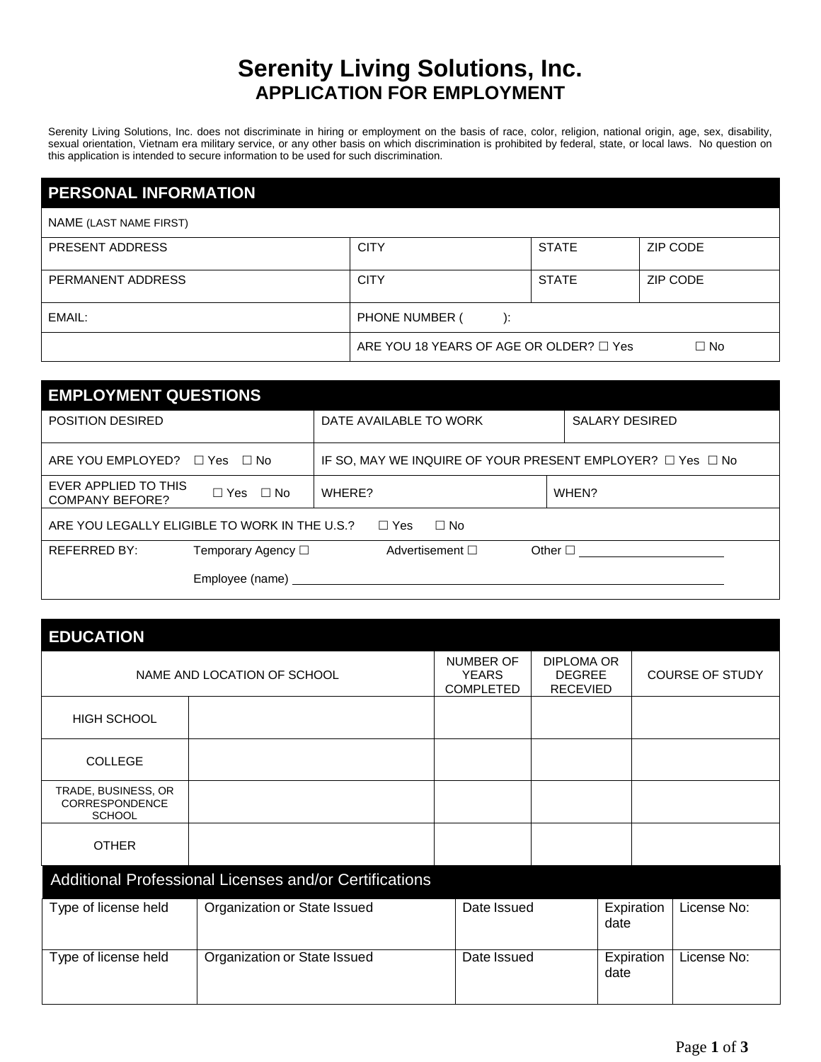# Serenity Living Solutions, Inc.
## APPLICATION FOR EMPLOYMENT

Serenity Living Solutions, Inc. does not discriminate in hiring or employment on the basis of race, color, religion, national origin, age, sex, disability, sexual orientation, Vietnam era military service, or any other basis on which discrimination is prohibited by federal, state, or local laws. No question on this application is intended to secure information to be used for such discrimination.

## PERSONAL INFORMATION

| NAME (LAST NAME FIRST) | | | |
|---|---|---|---|
| PRESENT ADDRESS | CITY | STATE | ZIP CODE |
| PERMANENT ADDRESS | CITY | STATE | ZIP CODE |
| EMAIL: | PHONE NUMBER ( ): | | |
| | ARE YOU 18 YEARS OF AGE OR OLDER? ☐ Yes ☐ No | | |

## EMPLOYMENT QUESTIONS

| POSITION DESIRED | DATE AVAILABLE TO WORK | SALARY DESIRED |
|---|---|---|
| ARE YOU EMPLOYED? ☐ Yes ☐ No | IF SO, MAY WE INQUIRE OF YOUR PRESENT EMPLOYER? ☐ Yes ☐ No | |
| EVER APPLIED TO THIS COMPANY BEFORE? ☐ Yes ☐ No | WHERE? | WHEN? |
| ARE YOU LEGALLY ELIGIBLE TO WORK IN THE U.S.? ☐ Yes ☐ No | | |
| REFERRED BY: Temporary Agency ☐ Advertisement ☐ Other ☐ ____________ Employee (name) ____________ | | |

## EDUCATION

| NAME AND LOCATION OF SCHOOL | | NUMBER OF YEARS COMPLETED | DIPLOMA OR DEGREE RECEVIED | COURSE OF STUDY |
|---|---|---|---|---|
| HIGH SCHOOL | | | | |
| COLLEGE | | | | |
| TRADE, BUSINESS, OR CORRESPONDENCE SCHOOL | | | | |
| OTHER | | | | |

## Additional Professional Licenses and/or Certifications

| Type of license held | Organization or State Issued | Date Issued | Expiration date | License No: |
|---|---|---|---|---|
| Type of license held | Organization or State Issued | Date Issued | Expiration date | License No: |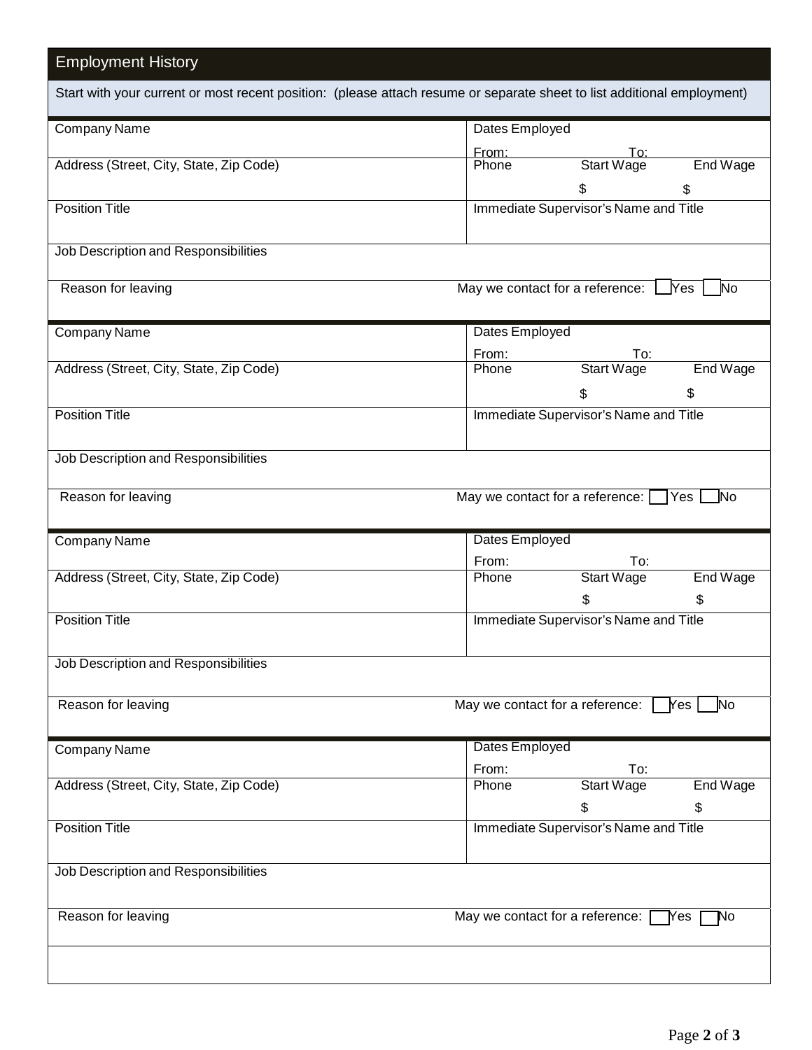## Employment History

Start with your current or most recent position: (please attach resume or separate sheet to list additional employment)

| Company Name | Dates Employed<br>From: To: |
| --- | --- |
| Address (Street, City, State, Zip Code) | Phone Start Wage End Wage<br>$ $ |
| Position Title | Immediate Supervisor's Name and Title |
| Job Description and Responsibilities | |
| Reason for leaving | May we contact for a reference: ☐ Yes ☐ No |

| Company Name | Dates Employed<br>From: To: |
| --- | --- |
| Address (Street, City, State, Zip Code) | Phone Start Wage End Wage<br>$ $ |
| Position Title | Immediate Supervisor's Name and Title |
| Job Description and Responsibilities | |
| Reason for leaving | May we contact for a reference: ☐ Yes ☐ No |

| Company Name | Dates Employed<br>From: To: |
| --- | --- |
| Address (Street, City, State, Zip Code) | Phone Start Wage End Wage<br>$ $ |
| Position Title | Immediate Supervisor's Name and Title |
| Job Description and Responsibilities | |
| Reason for leaving | May we contact for a reference: ☐ Yes ☐ No |

| Company Name | Dates Employed<br>From: To: |
| --- | --- |
| Address (Street, City, State, Zip Code) | Phone Start Wage End Wage<br>$ $ |
| Position Title | Immediate Supervisor's Name and Title |
| Job Description and Responsibilities | |
| Reason for leaving | May we contact for a reference: ☐ Yes ☐ No |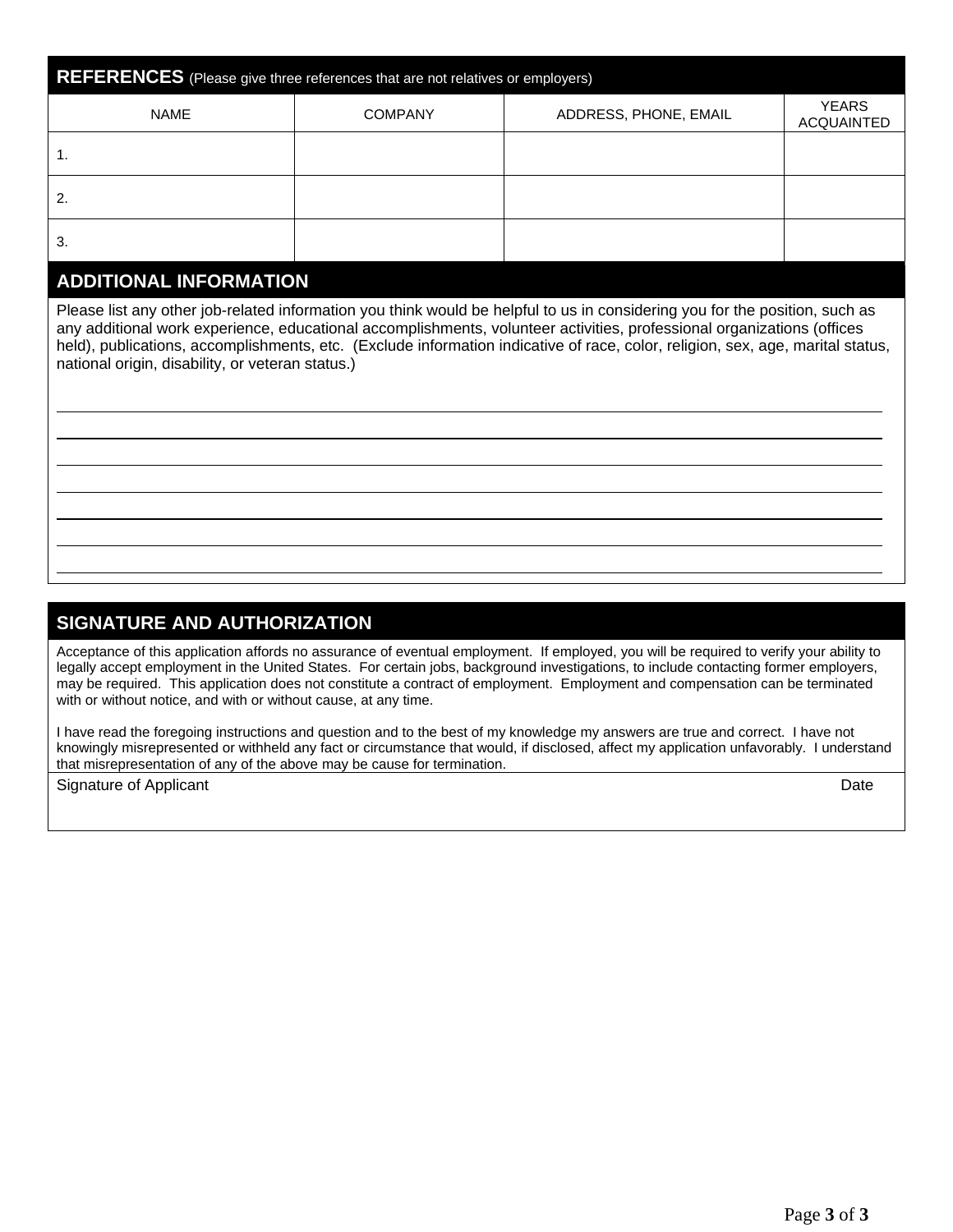## REFERENCES (Please give three references that are not relatives or employers)

| NAME | COMPANY | ADDRESS, PHONE, EMAIL | YEARS ACQUAINTED |
|---|---|---|---|
| 1. | | | |
| 2. | | | |
| 3. | | | |

## ADDITIONAL INFORMATION

Please list any other job-related information you think would be helpful to us in considering you for the position, such as any additional work experience, educational accomplishments, volunteer activities, professional organizations (offices held), publications, accomplishments, etc. (Exclude information indicative of race, color, religion, sex, age, marital status, national origin, disability, or veteran status.)

______________________________________________________________________

______________________________________________________________________

______________________________________________________________________

______________________________________________________________________

______________________________________________________________________

______________________________________________________________________

______________________________________________________________________

## SIGNATURE AND AUTHORIZATION

Acceptance of this application affords no assurance of eventual employment. If employed, you will be required to verify your ability to legally accept employment in the United States. For certain jobs, background investigations, to include contacting former employers, may be required. This application does not constitute a contract of employment. Employment and compensation can be terminated with or without notice, and with or without cause, at any time.

I have read the foregoing instructions and question and to the best of my knowledge my answers are true and correct. I have not knowingly misrepresented or withheld any fact or circumstance that would, if disclosed, affect my application unfavorably. I understand that misrepresentation of any of the above may be cause for termination.

Signature of Applicant Date